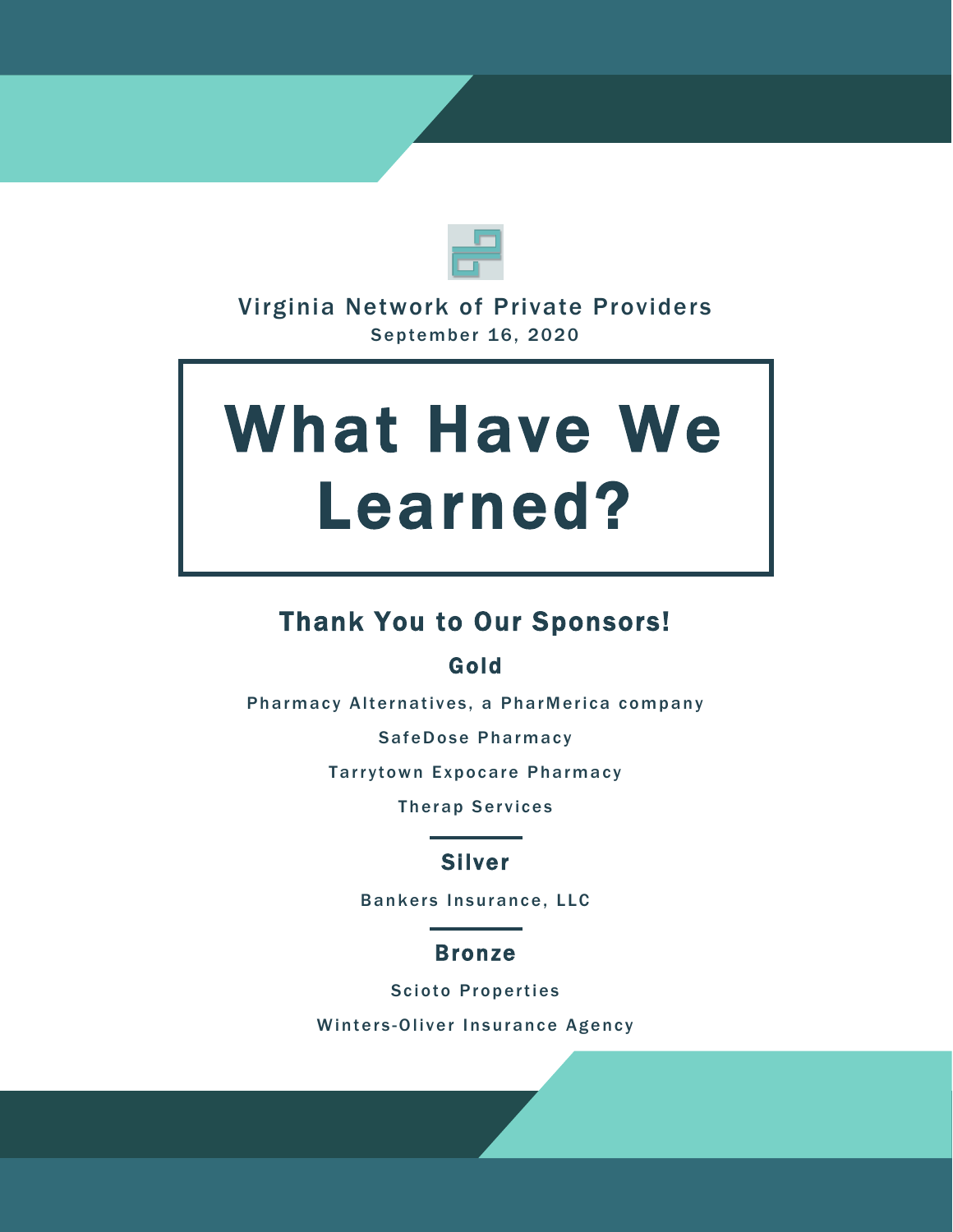Virginia Network of Private Providers

September 16, 2020

# What Have We Learned?

## Thank You to Our Sponsors!

### Gold

Pharmacy Alternatives, a PharMerica company

SafeDose Pharmacy

Tarrytown Expocare Pharmacy

Therap Services

### Silver

Bankers Insurance, LLC

### Bronze

Scioto Properties

Winters-Oliver Insurance Agency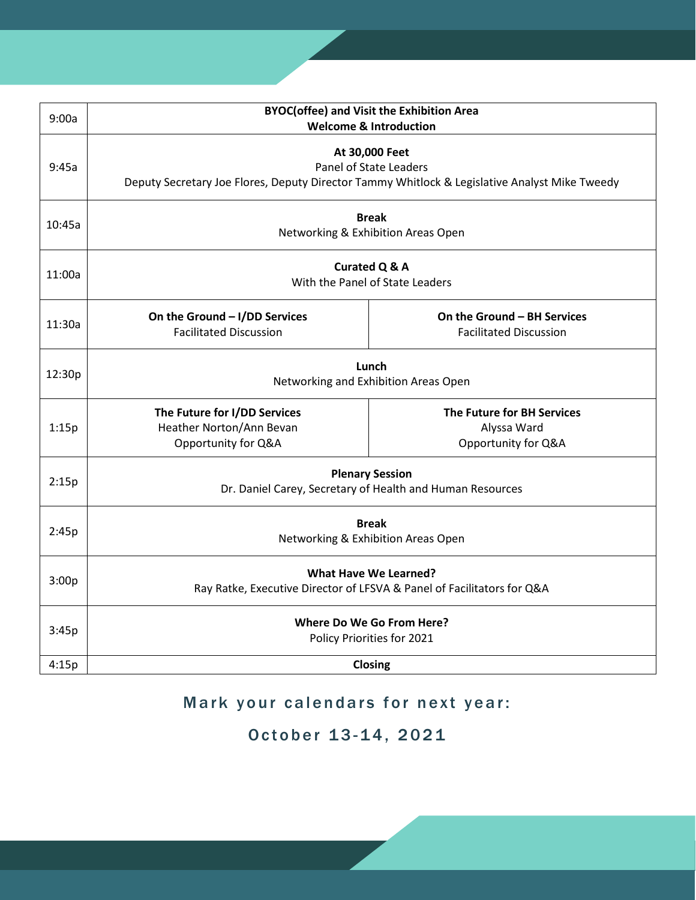| Time | Session | |
|---|---|---|
| 9:00a | **BYOC(offee) and Visit the Exhibition Area**<br>**Welcome & Introduction** | |
| 9:45a | **At 30,000 Feet**<br>Panel of State Leaders<br>Deputy Secretary Joe Flores, Deputy Director Tammy Whitlock & Legislative Analyst Mike Tweedy | |
| 10:45a | **Break**<br>Networking & Exhibition Areas Open | |
| 11:00a | **Curated Q & A**<br>With the Panel of State Leaders | |
| 11:30a | **On the Ground – I/DD Services**<br>Facilitated Discussion | **On the Ground – BH Services**<br>Facilitated Discussion |
| 12:30p | **Lunch**<br>Networking and Exhibition Areas Open | |
| 1:15p | **The Future for I/DD Services**<br>Heather Norton/Ann Bevan<br>Opportunity for Q&A | **The Future for BH Services**<br>Alyssa Ward<br>Opportunity for Q&A |
| 2:15p | **Plenary Session**<br>Dr. Daniel Carey, Secretary of Health and Human Resources | |
| 2:45p | **Break**<br>Networking & Exhibition Areas Open | |
| 3:00p | **What Have We Learned?**<br>Ray Ratke, Executive Director of LFSVA & Panel of Facilitators for Q&A | |
| 3:45p | **Where Do We Go From Here?**<br>Policy Priorities for 2021 | |
| 4:15p | **Closing** | |

Mark your calendars for next year:

October 13-14, 2021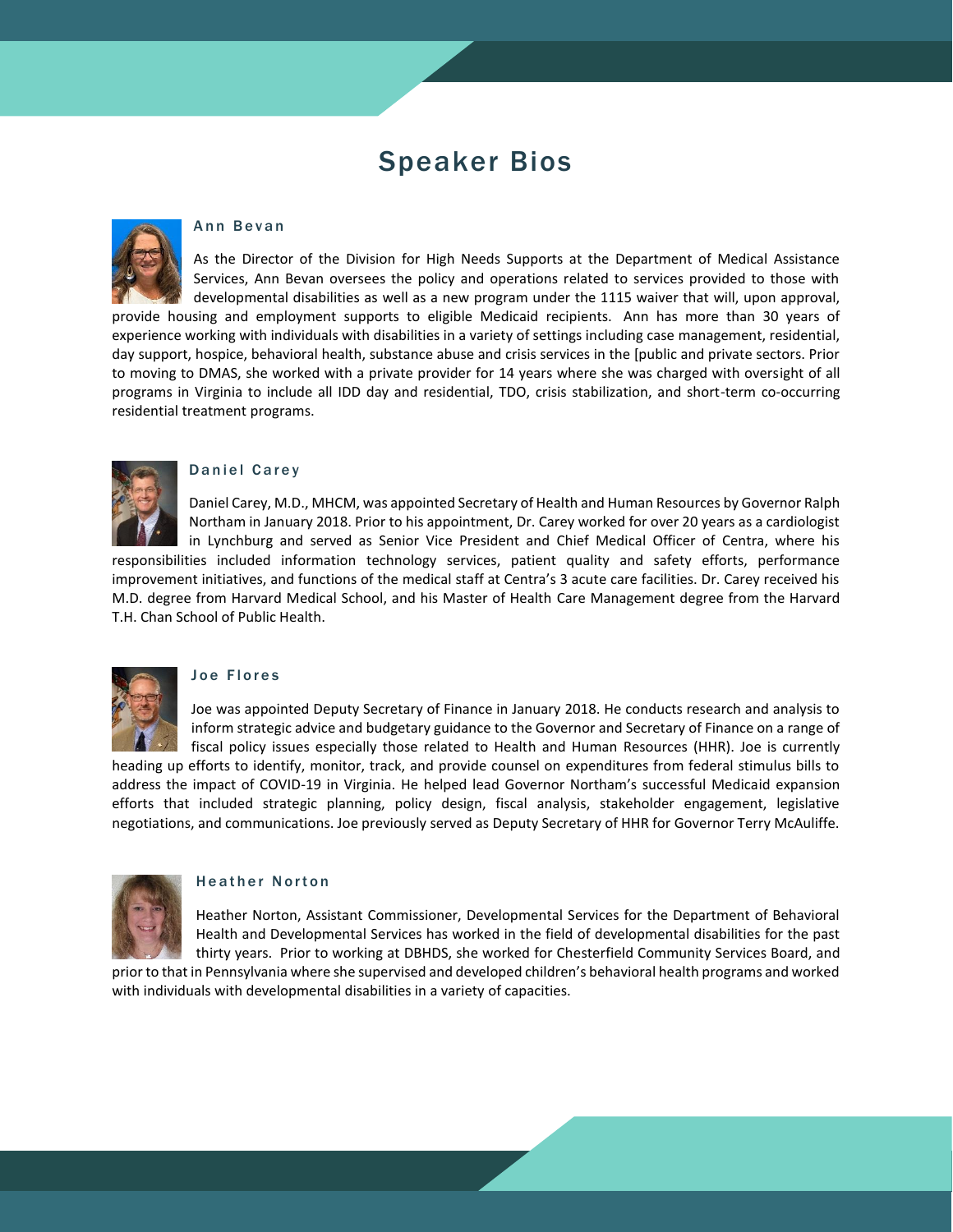# Speaker Bios

## Ann Bevan

As the Director of the Division for High Needs Supports at the Department of Medical Assistance Services, Ann Bevan oversees the policy and operations related to services provided to those with developmental disabilities as well as a new program under the 1115 waiver that will, upon approval, provide housing and employment supports to eligible Medicaid recipients. Ann has more than 30 years of experience working with individuals with disabilities in a variety of settings including case management, residential, day support, hospice, behavioral health, substance abuse and crisis services in the [public and private sectors. Prior to moving to DMAS, she worked with a private provider for 14 years where she was charged with oversight of all programs in Virginia to include all IDD day and residential, TDO, crisis stabilization, and short-term co-occurring residential treatment programs.

## Daniel Carey

Daniel Carey, M.D., MHCM, was appointed Secretary of Health and Human Resources by Governor Ralph Northam in January 2018. Prior to his appointment, Dr. Carey worked for over 20 years as a cardiologist in Lynchburg and served as Senior Vice President and Chief Medical Officer of Centra, where his responsibilities included information technology services, patient quality and safety efforts, performance improvement initiatives, and functions of the medical staff at Centra's 3 acute care facilities. Dr. Carey received his M.D. degree from Harvard Medical School, and his Master of Health Care Management degree from the Harvard T.H. Chan School of Public Health.

## Joe Flores

Joe was appointed Deputy Secretary of Finance in January 2018. He conducts research and analysis to inform strategic advice and budgetary guidance to the Governor and Secretary of Finance on a range of fiscal policy issues especially those related to Health and Human Resources (HHR). Joe is currently heading up efforts to identify, monitor, track, and provide counsel on expenditures from federal stimulus bills to address the impact of COVID-19 in Virginia. He helped lead Governor Northam's successful Medicaid expansion efforts that included strategic planning, policy design, fiscal analysis, stakeholder engagement, legislative negotiations, and communications. Joe previously served as Deputy Secretary of HHR for Governor Terry McAuliffe.

## Heather Norton

Heather Norton, Assistant Commissioner, Developmental Services for the Department of Behavioral Health and Developmental Services has worked in the field of developmental disabilities for the past thirty years. Prior to working at DBHDS, she worked for Chesterfield Community Services Board, and prior to that in Pennsylvania where she supervised and developed children's behavioral health programs and worked with individuals with developmental disabilities in a variety of capacities.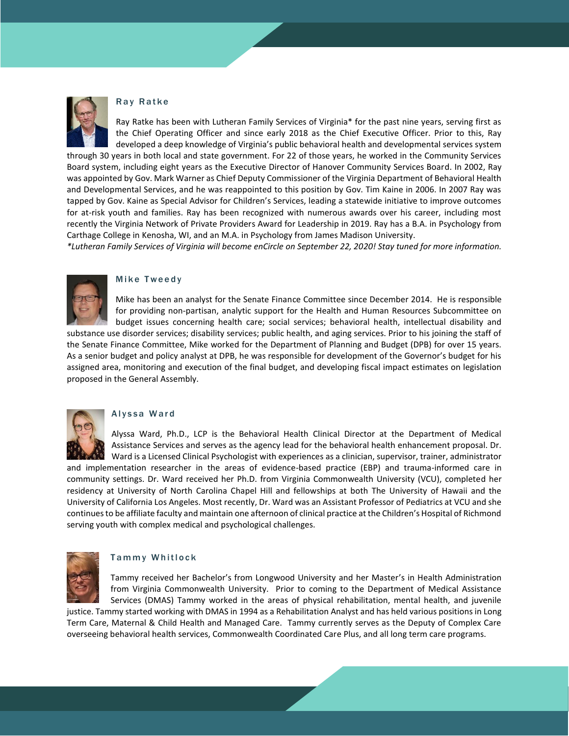### Ray Ratke

Ray Ratke has been with Lutheran Family Services of Virginia* for the past nine years, serving first as the Chief Operating Officer and since early 2018 as the Chief Executive Officer. Prior to this, Ray developed a deep knowledge of Virginia's public behavioral health and developmental services system through 30 years in both local and state government. For 22 of those years, he worked in the Community Services Board system, including eight years as the Executive Director of Hanover Community Services Board. In 2002, Ray was appointed by Gov. Mark Warner as Chief Deputy Commissioner of the Virginia Department of Behavioral Health and Developmental Services, and he was reappointed to this position by Gov. Tim Kaine in 2006. In 2007 Ray was tapped by Gov. Kaine as Special Advisor for Children's Services, leading a statewide initiative to improve outcomes for at-risk youth and families. Ray has been recognized with numerous awards over his career, including most recently the Virginia Network of Private Providers Award for Leadership in 2019. Ray has a B.A. in Psychology from Carthage College in Kenosha, WI, and an M.A. in Psychology from James Madison University.

*\*Lutheran Family Services of Virginia will become enCircle on September 22, 2020! Stay tuned for more information.*

### Mike Tweedy

Mike has been an analyst for the Senate Finance Committee since December 2014. He is responsible for providing non-partisan, analytic support for the Health and Human Resources Subcommittee on budget issues concerning health care; social services; behavioral health, intellectual disability and substance use disorder services; disability services; public health, and aging services. Prior to his joining the staff of the Senate Finance Committee, Mike worked for the Department of Planning and Budget (DPB) for over 15 years. As a senior budget and policy analyst at DPB, he was responsible for development of the Governor's budget for his assigned area, monitoring and execution of the final budget, and developing fiscal impact estimates on legislation proposed in the General Assembly.

### Alyssa Ward

Alyssa Ward, Ph.D., LCP is the Behavioral Health Clinical Director at the Department of Medical Assistance Services and serves as the agency lead for the behavioral health enhancement proposal. Dr. Ward is a Licensed Clinical Psychologist with experiences as a clinician, supervisor, trainer, administrator and implementation researcher in the areas of evidence-based practice (EBP) and trauma-informed care in community settings. Dr. Ward received her Ph.D. from Virginia Commonwealth University (VCU), completed her residency at University of North Carolina Chapel Hill and fellowships at both The University of Hawaii and the University of California Los Angeles. Most recently, Dr. Ward was an Assistant Professor of Pediatrics at VCU and she continues to be affiliate faculty and maintain one afternoon of clinical practice at the Children's Hospital of Richmond serving youth with complex medical and psychological challenges.

### Tammy Whitlock

Tammy received her Bachelor's from Longwood University and her Master's in Health Administration from Virginia Commonwealth University. Prior to coming to the Department of Medical Assistance Services (DMAS) Tammy worked in the areas of physical rehabilitation, mental health, and juvenile justice. Tammy started working with DMAS in 1994 as a Rehabilitation Analyst and has held various positions in Long Term Care, Maternal & Child Health and Managed Care. Tammy currently serves as the Deputy of Complex Care overseeing behavioral health services, Commonwealth Coordinated Care Plus, and all long term care programs.